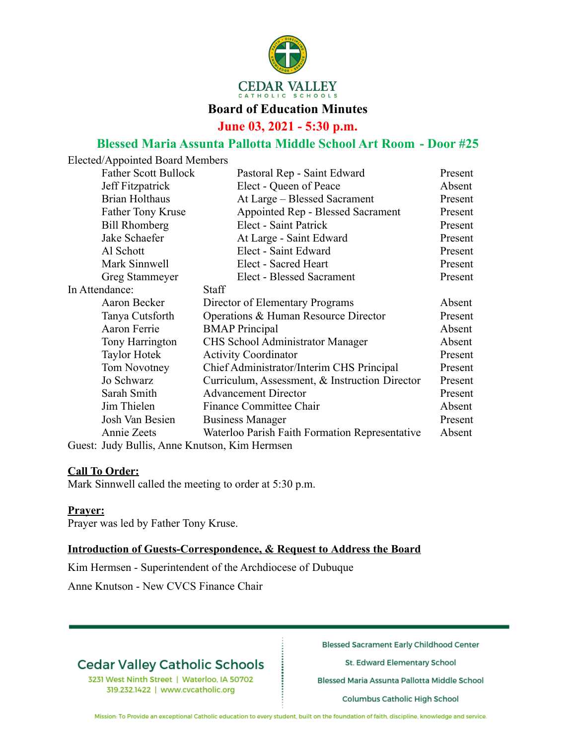# Board of Education Minutes

## June 03, 2021 - 5:30 p.m.

## Blessed Maria Assunta Pallotta Middle School Art Room - Door #25

Elected/Appointed Board Members

| Name | Role | Attendance |
|---|---|---|
| Father Scott Bullock | Pastoral Rep - Saint Edward | Present |
| Jeff Fitzpatrick | Elect - Queen of Peace | Absent |
| Brian Holthaus | At Large – Blessed Sacrament | Present |
| Father Tony Kruse | Appointed Rep - Blessed Sacrament | Present |
| Bill Rhomberg | Elect - Saint Patrick | Present |
| Jake Schaefer | At Large - Saint Edward | Present |
| Al Schott | Elect - Saint Edward | Present |
| Mark Sinnwell | Elect - Sacred Heart | Present |
| Greg Stammeyer | Elect - Blessed Sacrament | Present |

In Attendance: Staff

| Name | Role | Attendance |
|---|---|---|
| Aaron Becker | Director of Elementary Programs | Absent |
| Tanya Cutsforth | Operations & Human Resource Director | Present |
| Aaron Ferrie | BMAP Principal | Absent |
| Tony Harrington | CHS School Administrator Manager | Absent |
| Taylor Hotek | Activity Coordinator | Present |
| Tom Novotney | Chief Administrator/Interim CHS Principal | Present |
| Jo Schwarz | Curriculum, Assessment, & Instruction Director | Present |
| Sarah Smith | Advancement Director | Present |
| Jim Thielen | Finance Committee Chair | Absent |
| Josh Van Besien | Business Manager | Present |
| Annie Zeets | Waterloo Parish Faith Formation Representative | Absent |

Guest: Judy Bullis, Anne Knutson, Kim Hermsen

**Call To Order:**

Mark Sinnwell called the meeting to order at 5:30 p.m.

**Prayer:**

Prayer was led by Father Tony Kruse.

**Introduction of Guests-Correspondence, & Request to Address the Board**

Kim Hermsen - Superintendent of the Archdiocese of Dubuque

Anne Knutson - New CVCS Finance Chair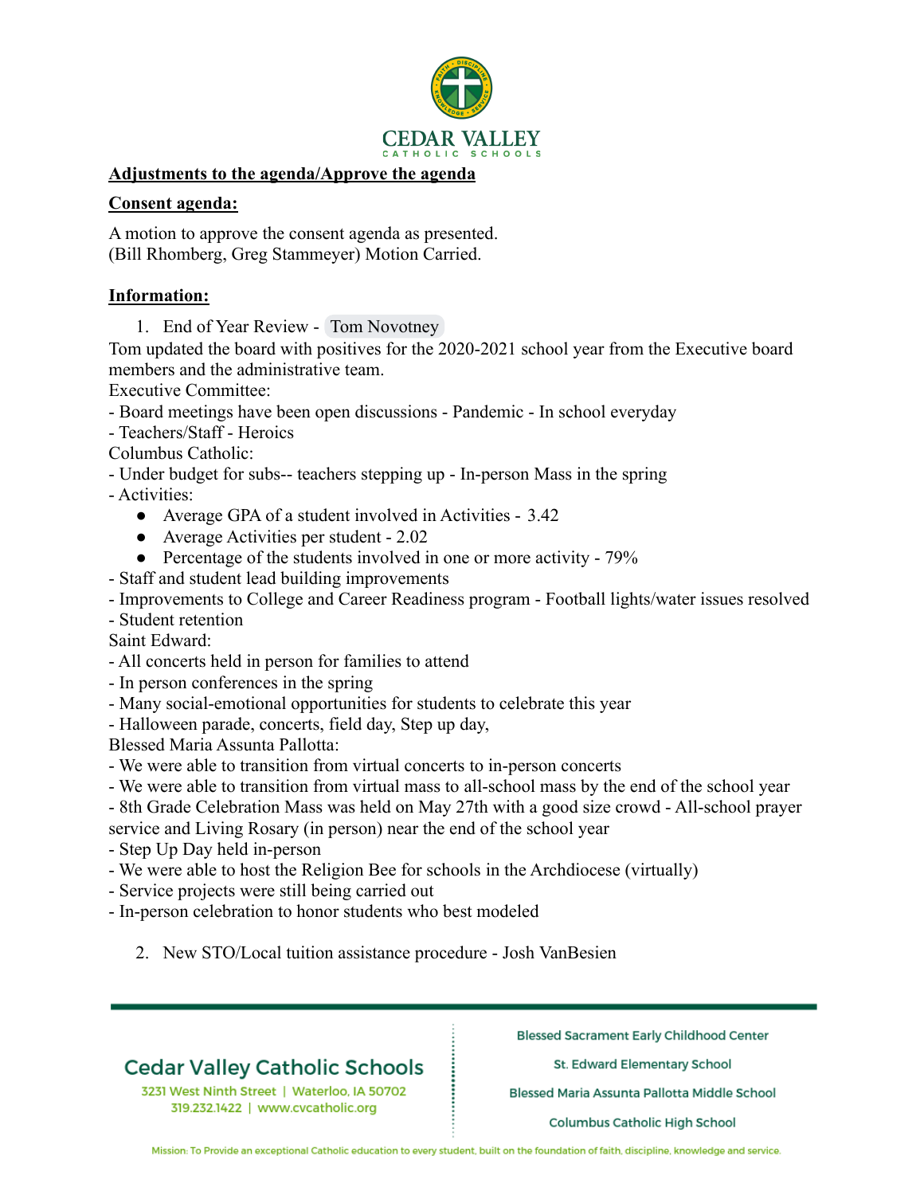**Adjustments to the agenda/Approve the agenda**

**Consent agenda:**

A motion to approve the consent agenda as presented.
(Bill Rhomberg, Greg Stammeyer) Motion Carried.

**Information:**

1. End of Year Review - Tom Novotney

Tom updated the board with positives for the 2020-2021 school year from the Executive board members and the administrative team.

Executive Committee:

- Board meetings have been open discussions - Pandemic - In school everyday
- Teachers/Staff - Heroics

Columbus Catholic:

- Under budget for subs-- teachers stepping up - In-person Mass in the spring
- Activities:
  - Average GPA of a student involved in Activities - 3.42
  - Average Activities per student - 2.02
  - Percentage of the students involved in one or more activity - 79%
- Staff and student lead building improvements
- Improvements to College and Career Readiness program - Football lights/water issues resolved
- Student retention

Saint Edward:

- All concerts held in person for families to attend
- In person conferences in the spring
- Many social-emotional opportunities for students to celebrate this year
- Halloween parade, concerts, field day, Step up day,

Blessed Maria Assunta Pallotta:

- We were able to transition from virtual concerts to in-person concerts
- We were able to transition from virtual mass to all-school mass by the end of the school year
- 8th Grade Celebration Mass was held on May 27th with a good size crowd - All-school prayer service and Living Rosary (in person) near the end of the school year
- Step Up Day held in-person
- We were able to host the Religion Bee for schools in the Archdiocese (virtually)
- Service projects were still being carried out
- In-person celebration to honor students who best modeled

2. New STO/Local tuition assistance procedure - Josh VanBesien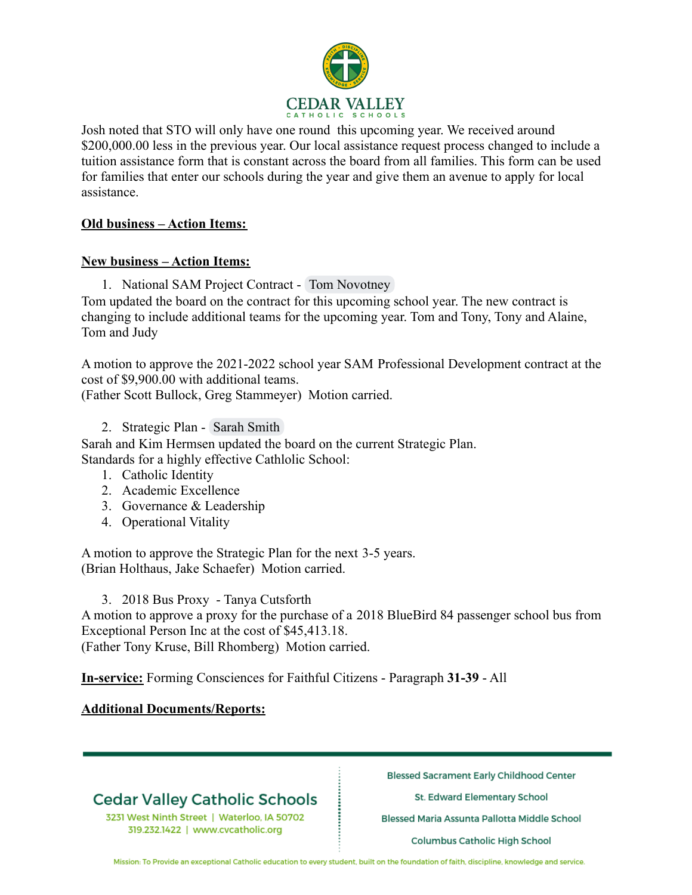Josh noted that STO will only have one round this upcoming year. We received around $200,000.00 less in the previous year. Our local assistance request process changed to include a tuition assistance form that is constant across the board from all families. This form can be used for families that enter our schools during the year and give them an avenue to apply for local assistance.

**Old business – Action Items:**

**New business – Action Items:**

1. National SAM Project Contract - Tom Novotney

Tom updated the board on the contract for this upcoming school year. The new contract is changing to include additional teams for the upcoming year. Tom and Tony, Tony and Alaine, Tom and Judy

A motion to approve the 2021-2022 school year SAM Professional Development contract at the cost of $9,900.00 with additional teams.
(Father Scott Bullock, Greg Stammeyer) Motion carried.

2. Strategic Plan - Sarah Smith

Sarah and Kim Hermsen updated the board on the current Strategic Plan.
Standards for a highly effective Cathlolic School:

1. Catholic Identity
2. Academic Excellence
3. Governance & Leadership
4. Operational Vitality

A motion to approve the Strategic Plan for the next 3-5 years.
(Brian Holthaus, Jake Schaefer) Motion carried.

3. 2018 Bus Proxy - Tanya Cutsforth

A motion to approve a proxy for the purchase of a 2018 BlueBird 84 passenger school bus from Exceptional Person Inc at the cost of $45,413.18.
(Father Tony Kruse, Bill Rhomberg) Motion carried.

**In-service:** Forming Consciences for Faithful Citizens - Paragraph **31-39** - All

**Additional Documents/Reports:**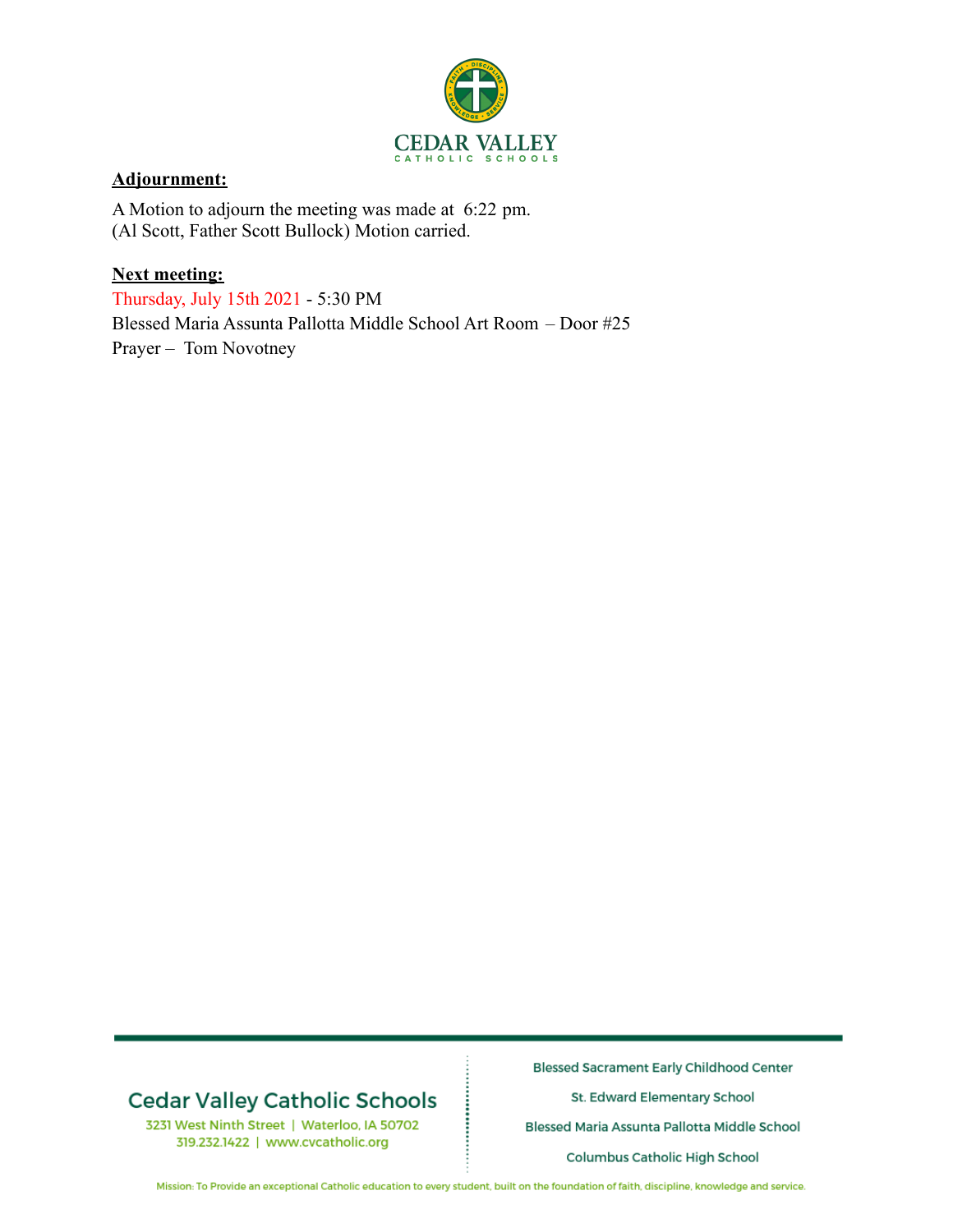**Adjournment:**

A Motion to adjourn the meeting was made at 6:22 pm.
(Al Scott, Father Scott Bullock) Motion carried.

**Next meeting:**

Thursday, July 15th 2021 - 5:30 PM
Blessed Maria Assunta Pallotta Middle School Art Room – Door #25
Prayer – Tom Novotney